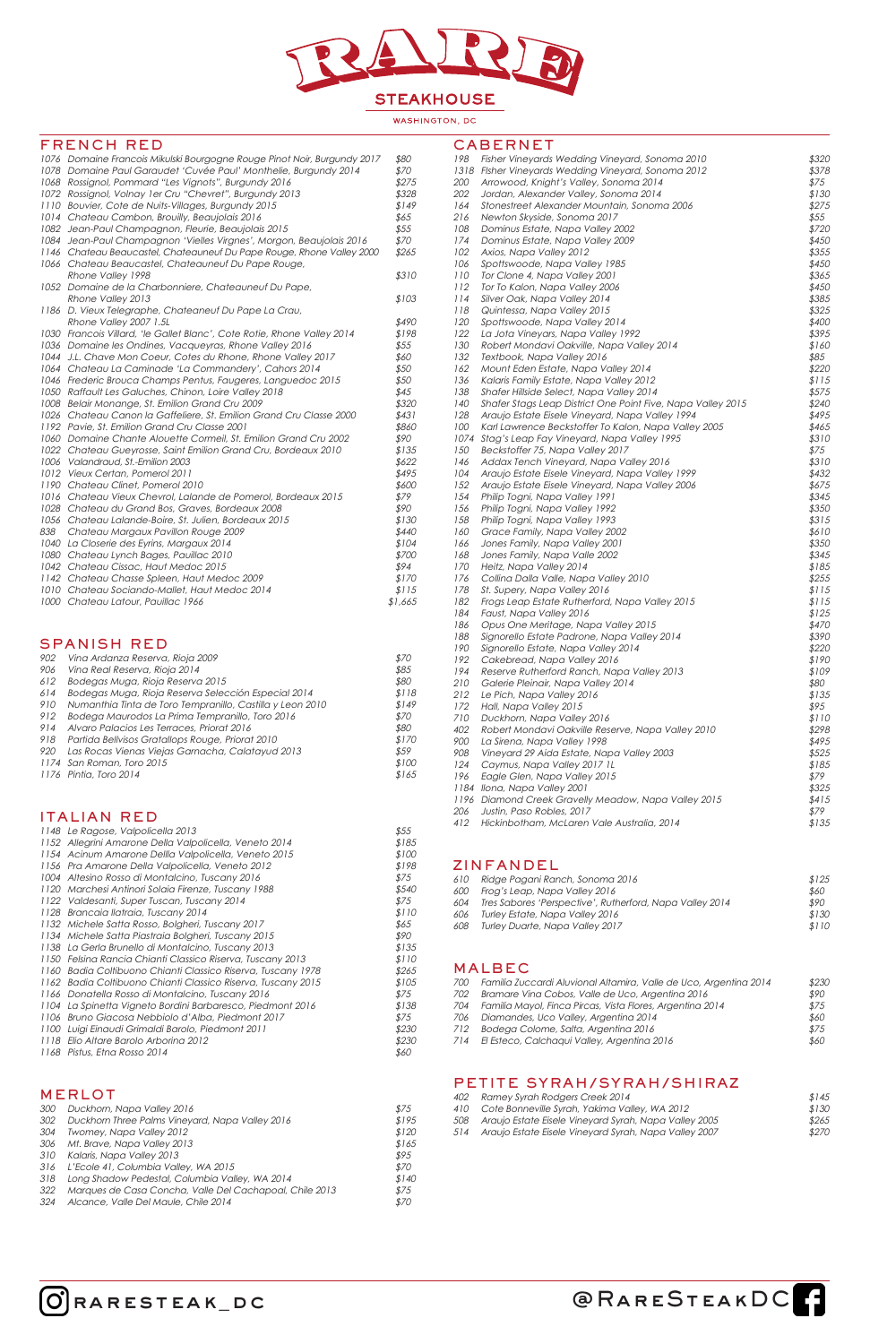# RARE STEAKHOUSE

WASHINGTON, DC

## FRENCH RED

| Bin | Wine | Price |
|---|---|---|
| 1076 | Domaine Francois Mikulski Bourgogne Rouge Pinot Noir, Burgundy 2017 | $80 |
| 1078 | Domaine Paul Garaudet 'Cuvée Paul' Monthelie, Burgundy 2014 | $70 |
| 1068 | Rossignol, Pommard "Les Vignots", Burgundy 2016 | $275 |
| 1072 | Rossignol, Volnay 1er Cru "Chevret", Burgundy 2013 | $328 |
| 1110 | Bouvier, Cote de Nuits-Villages, Burgundy 2015 | $149 |
| 1014 | Chateau Cambon, Brouilly, Beaujolais 2016 | $65 |
| 1082 | Jean-Paul Champagnon, Fleurie, Beaujolais 2015 | $55 |
| 1084 | Jean-Paul Champagnon 'Vielles Virgnes', Morgon, Beaujolais 2016 | $70 |
| 1146 | Chateau Beaucastel, Chateauneuf Du Pape Rouge, Rhone Valley 2000 | $265 |
| 1066 | Chateau Beaucastel, Chateauneuf Du Pape Rouge, Rhone Valley 1998 | $310 |
| 1052 | Domaine de la Charbonniere, Chateauneuf Du Pape, Rhone Valley 2013 | $103 |
| 1186 | D. Vieux Telegraphe, Chateauneuf Du Pape La Crau, Rhone Valley 2007 1.5L | $490 |
| 1030 | Francois Villard, 'le Gallet Blanc', Cote Rotie, Rhone Valley 2014 | $198 |
| 1036 | Domaine les Ondines, Vacqueyras, Rhone Valley 2016 | $55 |
| 1044 | J.L. Chave Mon Coeur, Cotes du Rhone, Rhone Valley 2017 | $60 |
| 1064 | Chateau La Caminade 'La Commandery', Cahors 2014 | $50 |
| 1046 | Frederic Brouca Champs Pentus, Faugeres, Languedoc 2015 | $50 |
| 1050 | Raffault Les Galuches, Chinon, Loire Valley 2018 | $45 |
| 1008 | Belair Monange, St. Emilion Grand Cru 2009 | $320 |
| 1026 | Chateau Canon la Gaffeliere, St. Emilion Grand Cru Classe 2000 | $431 |
| 1192 | Pavie, St. Emilion Grand Cru Classe 2001 | $860 |
| 1060 | Domaine Chante Alouette Cormeil, St. Emilion Grand Cru 2002 | $90 |
| 1022 | Chateau Gueyrosse, Saint Emilion Grand Cru, Bordeaux 2010 | $135 |
| 1006 | Valandraud, St.-Emilion 2003 | $622 |
| 1012 | Vieux Certan, Pomerol 2011 | $495 |
| 1190 | Chateau Clinet, Pomerol 2010 | $600 |
| 1016 | Chateau Vieux Chevrol, Lalande de Pomerol, Bordeaux 2015 | $79 |
| 1028 | Chateau du Grand Bos, Graves, Bordeaux 2008 | $90 |
| 1056 | Chateau Lalande-Boire, St. Julien, Bordeaux 2015 | $130 |
| 838 | Chateau Margaux Pavillon Rouge 2009 | $440 |
| 1040 | La Closerie des Eyrins, Margaux 2014 | $104 |
| 1080 | Chateau Lynch Bages, Pauillac 2010 | $700 |
| 1042 | Chateau Cissac, Haut Medoc 2015 | $94 |
| 1142 | Chateau Chasse Spleen, Haut Medoc 2009 | $170 |
| 1010 | Chateau Sociando-Mallet, Haut Medoc 2014 | $115 |
| 1000 | Chateau Latour, Pauillac 1966 | $1,665 |

## SPANISH RED

| Bin | Wine | Price |
|---|---|---|
| 902 | Vina Ardanza Reserva, Rioja 2009 | $70 |
| 906 | Vina Real Reserva, Rioja 2014 | $85 |
| 612 | Bodegas Muga, Rioja Reserva 2015 | $80 |
| 614 | Bodegas Muga, Rioja Reserva Selección Especial 2014 | $118 |
| 910 | Numanthia Tinta de Toro Tempranillo, Castilla y Leon 2010 | $149 |
| 912 | Bodega Maurodos La Prima Tempranillo, Toro 2016 | $70 |
| 914 | Alvaro Palacios Les Terraces, Priorat 2016 | $80 |
| 918 | Partida Bellvisos Gratallops Rouge, Priorat 2010 | $170 |
| 920 | Las Rocas Vienas Viejas Garnacha, Calatayud 2013 | $59 |
| 1174 | San Roman, Toro 2015 | $100 |
| 1176 | Pintia, Toro 2014 | $165 |

## ITALIAN RED

| Bin | Wine | Price |
|---|---|---|
| 1148 | Le Ragose, Valpolicella 2013 | $55 |
| 1152 | Allegrini Amarone Della Valpolicella, Veneto 2014 | $185 |
| 1154 | Acinum Amarone Dellla Valpolicella, Veneto 2015 | $100 |
| 1156 | Pra Amarone Della Valpolicella, Veneto 2012 | $198 |
| 1004 | Altesino Rosso di Montalcino, Tuscany 2016 | $75 |
| 1120 | Marchesi Antinori Solaia Firenze, Tuscany 1988 | $540 |
| 1122 | Valdesanti, Super Tuscan, Tuscany 2014 | $75 |
| 1128 | Brancaia Ilatraia, Tuscany 2014 | $110 |
| 1132 | Michele Satta Rosso, Bolgheri, Tuscany 2017 | $65 |
| 1134 | Michele Satta Piastraia Bolgheri, Tuscany 2015 | $90 |
| 1138 | La Gerla Brunello di Montalcino, Tuscany 2013 | $135 |
| 1150 | Felsina Rancia Chianti Classico Riserva, Tuscany 2013 | $110 |
| 1160 | Badia Coltibuono Chianti Classico Riserva, Tuscany 1978 | $265 |
| 1162 | Badia Coltibuono Chianti Classico Riserva, Tuscany 2015 | $105 |
| 1166 | Donatella Rosso di Montalcino, Tuscany 2016 | $75 |
| 1104 | La Spinetta Vigneto Bordini Barbaresco, Piedmont 2016 | $138 |
| 1106 | Bruno Giacosa Nebbiolo d'Alba, Piedmont 2017 | $75 |
| 1100 | Luigi Einaudi Grimaldi Barolo, Piedmont 2011 | $230 |
| 1118 | Elio Altare Barolo Arborina 2012 | $230 |
| 1168 | Pistus, Etna Rosso 2014 | $60 |

## MERLOT

| Bin | Wine | Price |
|---|---|---|
| 300 | Duckhorn, Napa Valley 2016 | $75 |
| 302 | Duckhorn Three Palms Vineyard, Napa Valley 2016 | $195 |
| 304 | Twomey, Napa Valley 2012 | $120 |
| 306 | Mt. Brave, Napa Valley 2013 | $165 |
| 310 | Kalaris, Napa Valley 2013 | $95 |
| 316 | L'Ecole 41, Columbia Valley, WA 2015 | $70 |
| 318 | Long Shadow Pedestal, Columbia Valley, WA 2014 | $140 |
| 322 | Marques de Casa Concha, Valle Del Cachapoal, Chile 2013 | $75 |
| 324 | Alcance, Valle Del Maule, Chile 2014 | $70 |

## CABERNET

| Bin | Wine | Price |
|---|---|---|
| 198 | Fisher Vineyards Wedding Vineyard, Sonoma 2010 | $320 |
| 1318 | Fisher Vineyards Wedding Vineyard, Sonoma 2012 | $378 |
| 200 | Arrowood, Knight's Valley, Sonoma 2014 | $75 |
| 202 | Jordan, Alexander Valley, Sonoma 2014 | $130 |
| 164 | Stonestreet Alexander Mountain, Sonoma 2006 | $275 |
| 216 | Newton Skyside, Sonoma 2017 | $55 |
| 108 | Dominus Estate, Napa Valley 2002 | $720 |
| 174 | Dominus Estate, Napa Valley 2009 | $450 |
| 102 | Axios, Napa Valley 2012 | $355 |
| 106 | Spottswoode, Napa Valley 1985 | $450 |
| 110 | Tor Clone 4, Napa Valley 2001 | $365 |
| 112 | Tor To Kalon, Napa Valley 2006 | $450 |
| 114 | Silver Oak, Napa Valley 2014 | $385 |
| 118 | Quintessa, Napa Valley 2015 | $325 |
| 120 | Spottswoode, Napa Valley 2014 | $400 |
| 122 | La Jota Vineyards, Napa Valley 1992 | $395 |
| 130 | Robert Mondavi Oakville, Napa Valley 2014 | $160 |
| 132 | Textbook, Napa Valley 2016 | $85 |
| 162 | Mount Eden Estate, Napa Valley 2014 | $220 |
| 136 | Kalaris Family Estate, Napa Valley 2012 | $115 |
| 138 | Shafer Hillside Select, Napa Valley 2014 | $575 |
| 140 | Shafer Stags Leap District One Point Five, Napa Valley 2015 | $240 |
| 128 | Araujo Estate Eisele Vineyard, Napa Valley 1994 | $495 |
| 100 | Karl Lawrence Beckstoffer To Kalon, Napa Valley 2005 | $465 |
| 1074 | Stag's Leap Fay Vineyard, Napa Valley 1995 | $310 |
| 150 | Beckstoffer 75, Napa Valley 2017 | $75 |
| 146 | Addax Tench Vineyard, Napa Valley 2016 | $310 |
| 104 | Araujo Estate Eisele Vineyard, Napa Valley 1999 | $432 |
| 152 | Araujo Estate Eisele Vineyard, Napa Valley 2006 | $675 |
| 154 | Philip Togni, Napa Valley 1991 | $345 |
| 156 | Philip Togni, Napa Valley 1992 | $350 |
| 158 | Philip Togni, Napa Valley 1993 | $315 |
| 160 | Grace Family, Napa Valley 2002 | $610 |
| 166 | Jones Family, Napa Valley 2001 | $350 |
| 168 | Jones Family, Napa Valley 2002 | $345 |
| 170 | Heitz, Napa Valley 2014 | $185 |
| 176 | Collina Dalla Valle, Napa Valley 2010 | $255 |
| 178 | St. Supery, Napa Valley 2016 | $115 |
| 182 | Frogs Leap Estate Rutherford, Napa Valley 2015 | $115 |
| 184 | Faust, Napa Valley 2016 | $125 |
| 186 | Opus One Meritage, Napa Valley 2015 | $470 |
| 188 | Signorello Estate Padrone, Napa Valley 2014 | $390 |
| 190 | Signorello Estate, Napa Valley 2014 | $220 |
| 192 | Cakebread, Napa Valley 2016 | $190 |
| 194 | Reserve Rutherford Ranch, Napa Valley 2013 | $109 |
| 210 | Galerie Pleinair, Napa Valley 2014 | $80 |
| 212 | Le Pich, Napa Valley 2016 | $135 |
| 172 | Hall, Napa Valley 2015 | $95 |
| 710 | Duckhorn, Napa Valley 2016 | $110 |
| 402 | Robert Mondavi Oakville Reserve, Napa Valley 2010 | $298 |
| 900 | La Sirena, Napa Valley 1998 | $495 |
| 908 | Vineyard 29 Aida Estate, Napa Valley 2003 | $525 |
| 124 | Caymus, Napa Valley 2017 1L | $185 |
| 196 | Eagle Glen, Napa Valley 2015 | $79 |
| 1184 | Ilona, Napa Valley 2001 | $325 |
| 1196 | Diamond Creek Gravelly Meadow, Napa Valley 2015 | $415 |
| 206 | Justin, Paso Robles, 2017 | $79 |
| 412 | Hickinbotham, McLaren Vale Australia, 2014 | $135 |

## ZINFANDEL

| Bin | Wine | Price |
|---|---|---|
| 610 | Ridge Pagani Ranch, Sonoma 2016 | $125 |
| 600 | Frog's Leap, Napa Valley 2016 | $60 |
| 604 | Tres Sabores 'Perspective', Rutherford, Napa Valley 2014 | $90 |
| 606 | Turley Estate, Napa Valley 2016 | $130 |
| 608 | Turley Duarte, Napa Valley 2017 | $110 |

## MALBEC

| Bin | Wine | Price |
|---|---|---|
| 700 | Familia Zuccardi Aluvional Altamira, Valle de Uco, Argentina 2014 | $230 |
| 702 | Bramare Vina Cobos, Valle de Uco, Argentina 2016 | $90 |
| 704 | Familia Mayol, Finca Pircas, Vista Flores, Argentina 2014 | $75 |
| 706 | Diamandes, Uco Valley, Argentina 2014 | $60 |
| 712 | Bodega Colome, Salta, Argentina 2016 | $75 |
| 714 | El Esteco, Calchaqui Valley, Argentina 2016 | $60 |

## PETITE SYRAH/SYRAH/SHIRAZ

| Bin | Wine | Price |
|---|---|---|
| 402 | Ramey Syrah Rodgers Creek 2014 | $145 |
| 410 | Cote Bonneville Syrah, Yakima Valley, WA 2012 | $130 |
| 508 | Araujo Estate Eisele Vineyard Syrah, Napa Valley 2005 | $265 |
| 514 | Araujo Estate Eisele Vineyard Syrah, Napa Valley 2007 | $270 |

RARESTEAK_DC

@RareSteakDC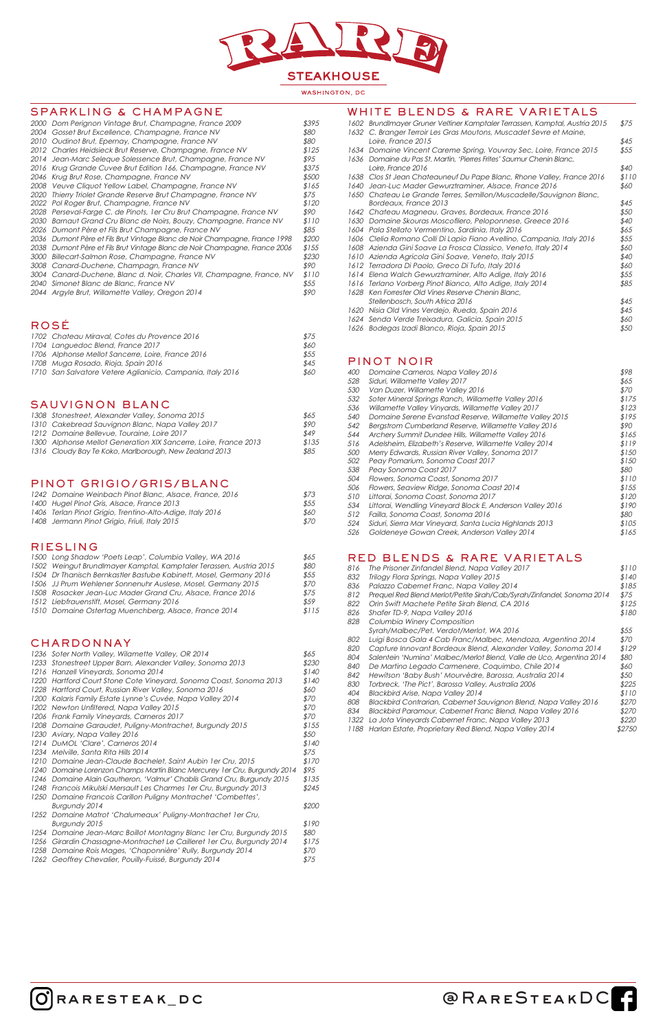# RARE

## STEAKHOUSE

WASHINGTON, DC

## SPARKLING & CHAMPAGNE

| | | |
|---|---|---|
| 2000 | Dom Perignon Vintage Brut, Champagne, France 2009 | $395 |
| 2004 | Gosset Brut Excellence, Champagne, France NV | $80 |
| 2010 | Oudinot Brut, Epernay, Champagne, France NV | $80 |
| 2012 | Charles Heidsieck Brut Reserve, Champagne, France NV | $125 |
| 2014 | Jean-Marc Seleque Solessence Brut, Champagne, France NV | $95 |
| 2016 | Krug Grande Cuvee Brut Edition 166, Champagne, France NV | $375 |
| 2046 | Krug Brut Rose, Champagne, France NV | $500 |
| 2008 | Veuve Cliquot Yellow Label, Champagne, France NV | $165 |
| 2020 | Thierry Triolet Grande Reserve Brut Champagne, France NV | $75 |
| 2022 | Pol Roger Brut, Champagne, France NV | $120 |
| 2028 | Perseval-Farge C. de Pinots, 1er Cru Brut Champagne, France NV | $90 |
| 2030 | Barnaut Grand Cru Blanc de Noirs, Bouzy, Champagne, France NV | $110 |
| 2026 | Dumont Père et Fils Brut Champagne, France NV | $85 |
| 2036 | Dumont Père et Fils Brut Vintage Blanc de Noir Champagne, France 1998 | $200 |
| 2038 | Dumont Père et Fils Brut Vintage Blanc de Noir Champagne, France 2006 | $155 |
| 3000 | Billecart-Salmon Rose, Champagne, France NV | $230 |
| 3008 | Canard-Duchene, Champagn, France NV | $90 |
| 3004 | Canard-Duchene, Blanc d. Noir, Charles VII, Champagne, France, NV | $110 |
| 2040 | Simonet Blanc de Blanc, France NV | $55 |
| 2044 | Argyle Brut, Willamette Valley, Oregon 2014 | $90 |

## ROSÉ

| | | |
|---|---|---|
| 1702 | Chateau Miraval, Cotes du Provence 2016 | $75 |
| 1704 | Languedoc Blend, France 2017 | $60 |
| 1706 | Alphonse Mellot Sancerre, Loire, France 2016 | $55 |
| 1708 | Muga Rosado, Rioja, Spain 2016 | $45 |
| 1710 | San Salvatore Vetere Aglianicio, Campania, Italy 2016 | $60 |

## SAUVIGNON BLANC

| | | |
|---|---|---|
| 1308 | Stonestreet, Alexander Valley, Sonoma 2015 | $65 |
| 1310 | Cakebread Sauvignon Blanc, Napa Valley 2017 | $90 |
| 1212 | Domaine Bellevue, Touraine, Loire 2017 | $49 |
| 1300 | Alphonse Mellot Generation XIX Sancerre, Loire, France 2013 | $135 |
| 1316 | Cloudy Bay Te Koko, Marlborough, New Zealand 2013 | $85 |

## PINOT GRIGIO/GRIS/BLANC

| | | |
|---|---|---|
| 1242 | Domaine Weinbach Pinot Blanc, Alsace, France, 2016 | $73 |
| 1400 | Hugel Pinot Gris, Alsace, France 2013 | $55 |
| 1406 | Terlan Pinot Grigio, Trentino-Alto-Adige, Italy 2016 | $60 |
| 1408 | Jermann Pinot Grigio, Friuli, Italy 2015 | $70 |

## RIESLING

| | | |
|---|---|---|
| 1500 | Long Shadow 'Poets Leap', Columbia Valley, WA 2016 | $65 |
| 1502 | Weingut Brundlmayer Kamptal, Kamptaler Terassen, Austria 2015 | $80 |
| 1504 | Dr Thanisch Bernkastler Bastube Kabinett, Mosel, Germany 2016 | $55 |
| 1506 | JJ Prum Wehlener Sonnenuhr Auslese, Mosel, Germany 2015 | $70 |
| 1508 | Rosacker Jean-Luc Mader Grand Cru, Alsace, France 2016 | $75 |
| 1512 | Liebfrauenstift, Mosel, Germany 2016 | $59 |
| 1510 | Domaine Ostertag Muenchberg, Alsace, France 2014 | $115 |

## CHARDONNAY

| | | |
|---|---|---|
| 1236 | Soter North Valley, Wilamette Valley, OR 2014 | $65 |
| 1233 | Stonestreet Upper Barn, Alexander Valley, Sonoma 2013 | $230 |
| 1216 | Hanzell Vineyards, Sonoma 2014 | $140 |
| 1220 | Hartford Court Stone Cote Vineyard, Sonoma Coast, Sonoma 2013 | $140 |
| 1228 | Hartford Court, Russian River Valley, Sonoma 2016 | $60 |
| 1200 | Kalaris Family Estate Lynne's Cuvée, Napa Valley 2014 | $70 |
| 1202 | Newton Unfiltered, Napa Valley 2015 | $70 |
| 1206 | Frank Family Vineyards, Carneros 2017 | $70 |
| 1208 | Domaine Garaudet, Puligny-Montrachet, Burgundy 2015 | $155 |
| 1230 | Aviary, Napa Valley 2016 | $50 |
| 1214 | DuMOL 'Clare', Carneros 2014 | $140 |
| 1234 | Melville, Santa Rita Hills 2014 | $75 |
| 1210 | Domaine Jean-Claude Bachelet, Saint Aubin 1er Cru, 2015 | $170 |
| 1240 | Domaine Lorenzon Champs Martin Blanc Mercurey 1er Cru, Burgundy 2014 | $95 |
| 1246 | Domaine Alain Gautheron, 'Valmur' Chablis Grand Cru, Burgundy 2015 | $135 |
| 1248 | Francois Mikulski Mersault Les Charmes 1er Cru, Burgundy 2013 | $245 |
| 1250 | Domaine Francois Carillon Puligny Montrachet 'Combettes', Burgundy 2014 | $200 |
| 1252 | Domaine Matrot 'Chalumeaux' Puligny-Montrachet 1er Cru, Burgundy 2015 | $190 |
| 1254 | Domaine Jean-Marc Boillot Montagny Blanc 1er Cru, Burgundy 2015 | $80 |
| 1256 | Girardin Chassagne-Montrachet Le Cailleret 1er Cru, Burgundy 2014 | $175 |
| 1258 | Domaine Rois Mages, 'Chaponnière' Rully, Burgundy 2014 | $70 |
| 1262 | Geoffrey Chevalier, Pouilly-Fuissé, Burgundy 2014 | $75 |

## WHITE BLENDS & RARE VARIETALS

| | | |
|---|---|---|
| 1602 | Brundlmayer Gruner Veltiner Kamptaler Terrassen, Kamptal, Austria 2015 | $75 |
| 1632 | C. Branger Terroir Les Gras Moutons, Muscadet Sevre et Maine, Loire, France 2015 | $45 |
| 1634 | Domaine Vincent Careme Spring, Vouvray Sec, Loire, France 2015 | $55 |
| 1636 | Domaine du Pas St. Martin, 'Pierres Frites' Saumur Chenin Blanc, Loire, France 2016 | $40 |
| 1638 | Clos St Jean Chateauneuf Du Pape Blanc, Rhone Valley, France 2016 | $110 |
| 1640 | Jean-Luc Mader Gewurztraminer, Alsace, France 2016 | $60 |
| 1650 | Chateau Le Grande Terres, Semillon/Muscadelle/Sauvignon Blanc, Bordeaux, France 2013 | $45 |
| 1642 | Chateau Magneau, Graves, Bordeaux, France 2016 | $50 |
| 1630 | Domaine Skouras Moscofilero, Peloponnese, Greece 2016 | $40 |
| 1604 | Pala Stellato Vermentino, Sardinia, Italy 2016 | $65 |
| 1606 | Clelia Romano Colli Di Lapio Fiano Avellino, Campania, Italy 2016 | $55 |
| 1608 | Azienda Gini Soave La Frosca Classico, Veneto, Italy 2014 | $60 |
| 1610 | Azienda Agricola Gini Soave, Veneto, Italy 2015 | $40 |
| 1612 | Terradora Di Paolo, Greco Di Tufo, Italy 2016 | $60 |
| 1614 | Elena Walch Gewurztraminer, Alto Adige, Italy 2016 | $55 |
| 1616 | Terlano Vorberg Pinot Bianco, Alto Adige, Italy 2016 | $85 |
| 1628 | Ken Forrester Old Vines Reserve Chenin Blanc, Stellenbosch, South Africa 2016 | $45 |
| 1620 | Nisia Old Vines Verdejo, Rueda, Spain 2016 | $45 |
| 1624 | Senda Verde Treixadura, Galicia, Spain 2015 | $60 |
| 1626 | Bodegas Izadi Blanco, Rioja, Spain 2015 | $50 |

## PINOT NOIR

| | | |
|---|---|---|
| 400 | Domaine Carneros, Napa Valley 2016 | $98 |
| 528 | Siduri, Willamette Valley 2017 | $65 |
| 530 | Van Duzer, Willamette Valley 2016 | $70 |
| 532 | Soter Mineral Springs Ranch, Willamette Valley 2016 | $175 |
| 536 | Willamette Valley Vinyards, Willamette Valley 2017 | $123 |
| 540 | Domaine Serene Evanstad Reserve, Willamette Valley 2015 | $195 |
| 542 | Bergstrom Cumberland Reserve, Willamette Valley 2016 | $90 |
| 544 | Archery Summit Dundee Hills, Willamette Valley 2016 | $165 |
| 516 | Adelsheim, Elizabeth's Reserve, Willamette Valley 2014 | $119 |
| 500 | Merry Edwards, Russian River Valley, Sonoma 2017 | $150 |
| 502 | Peay Pomarium, Sonoma Coast 2017 | $150 |
| 538 | Peay Sonoma Coast 2017 | $80 |
| 504 | Flowers, Sonoma Coast, Sonoma 2017 | $110 |
| 506 | Flowers, Seaview Ridge, Sonoma Coast 2014 | $155 |
| 510 | Littorai, Sonoma Coast, Sonoma 2017 | $120 |
| 534 | Littorai, Wendling Vineyard Block E, Anderson Valley 2016 | $190 |
| 512 | Failla, Sonoma Coast, Sonoma 2016 | $80 |
| 524 | Siduri, Sierra Mar Vineyard, Santa Lucia Highlands 2013 | $105 |
| 526 | Goldeneye Gowan Creek, Anderson Valley 2014 | $165 |

## RED BLENDS & RARE VARIETALS

| | | |
|---|---|---|
| 816 | The Prisoner Zinfandel Blend, Napa Valley 2017 | $110 |
| 832 | Trilogy Flora Springs, Napa Valley 2015 | $140 |
| 836 | Palazzo Cabernet Franc, Napa Valley 2014 | $185 |
| 812 | Prequel Red Blend Merlot/Petite Sirah/Cab/Syrah/Zinfandel, Sonoma 2014 | $75 |
| 822 | Orin Swift Machete Petite Sirah Blend, CA 2016 | $125 |
| 826 | Shafer TD-9, Napa Valley 2016 | $180 |
| 828 | Columbia Winery Composition Syrah/Malbec/Pet. Verdot/Merlot, WA 2016 | $55 |
| 802 | Luigi Bosca Gala 4 Cab Franc/Malbec, Mendoza, Argentina 2014 | $70 |
| 820 | Capture Innovant Bordeaux Blend, Alexander Valley, Sonoma 2014 | $129 |
| 804 | Salentein 'Numina' Malbec/Merlot Blend, Valle de Uco, Argentina 2014 | $80 |
| 840 | De Martino Legado Carmenere, Coquimbo, Chile 2014 | $60 |
| 842 | Hewitson 'Baby Bush' Mourvèdre, Barossa, Australia 2014 | $50 |
| 830 | Torbreck, 'The Pict', Barossa Valley, Australia 2006 | $225 |
| 404 | Blackbird Arise, Napa Valley 2014 | $110 |
| 808 | Blackbird Contrarian, Cabernet Sauvignon Blend, Napa Valley 2016 | $270 |
| 834 | Blackbird Paramour, Cabernet Franc Blend, Napa Valley 2016 | $270 |
| 1322 | La Jota Vineyards Cabernet Franc, Napa Valley 2013 | $220 |
| 1188 | Harlan Estate, Proprietary Red Blend, Napa Valley 2014 | $2750 |

RARESTEAK_DC

@RareSteakDC